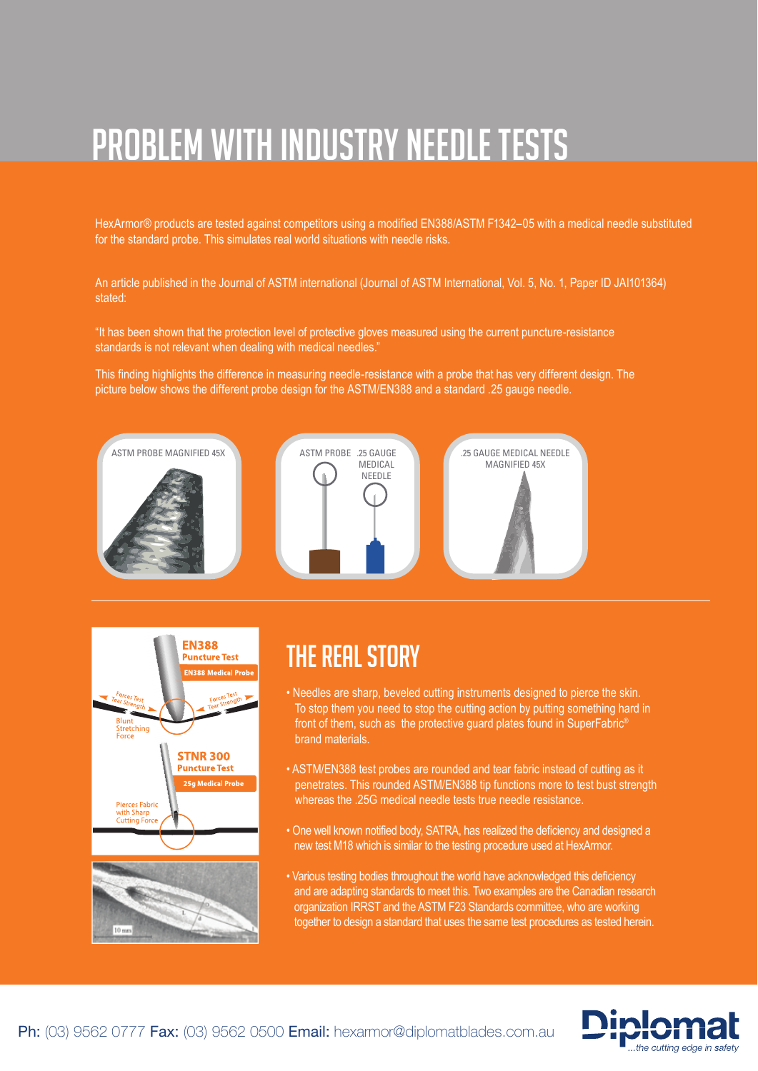# PROBLEM WITH INDUSTRY NEEDLE TESTS

HexArmor® products are tested against competitors using a modified EN388/ASTM F1342–05 with a medical needle substituted for the standard probe. This simulates real world situations with needle risks.

An article published in the Journal of ASTM international (Journal of ASTM International, Vol. 5, No. 1, Paper ID JAI101364) stated:

“It has been shown that the protection level of protective gloves measured using the current puncture-resistance standards is not relevant when dealing with medical needles.”

This finding highlights the difference in measuring needle-resistance with a probe that has very different design. The picture below shows the different probe design for the ASTM/EN388 and a standard .25 gauge needle.

ASTM PROBE MAGNIFIED 45X

ASTM PROBE .25 GAUGE MEDICAL NEEDLE

.25 GAUGE MEDICAL NEEDLE MAGNIFIED 45X

EN388 Puncture Test
EN388 Medical Probe
Forces Test Tear Strength
Forces Test Tear Strength
Blunt Stretching Force

STNR 300 Puncture Test
25g Medical Probe
Pierces Fabric with Sharp Cutting Force

10 mm

## THE REAL STORY

- Needles are sharp, beveled cutting instruments designed to pierce the skin. To stop them you need to stop the cutting action by putting something hard in front of them, such as the protective guard plates found in SuperFabric® brand materials.
- ASTM/EN388 test probes are rounded and tear fabric instead of cutting as it penetrates. This rounded ASTM/EN388 tip functions more to test bust strength whereas the .25G medical needle tests true needle resistance.
- One well known notified body, SATRA, has realized the deficiency and designed a new test M18 which is similar to the testing procedure used at HexArmor.
- Various testing bodies throughout the world have acknowledged this deficiency and are adapting standards to meet this. Two examples are the Canadian research organization IRRST and the ASTM F23 Standards committee, who are working together to design a standard that uses the same test procedures as tested herein.

**Ph:** (03) 9562 0777 **Fax:** (03) 9562 0500 **Email:** hexarmor@diplomatblades.com.au

Diplomat ...the cutting edge in safety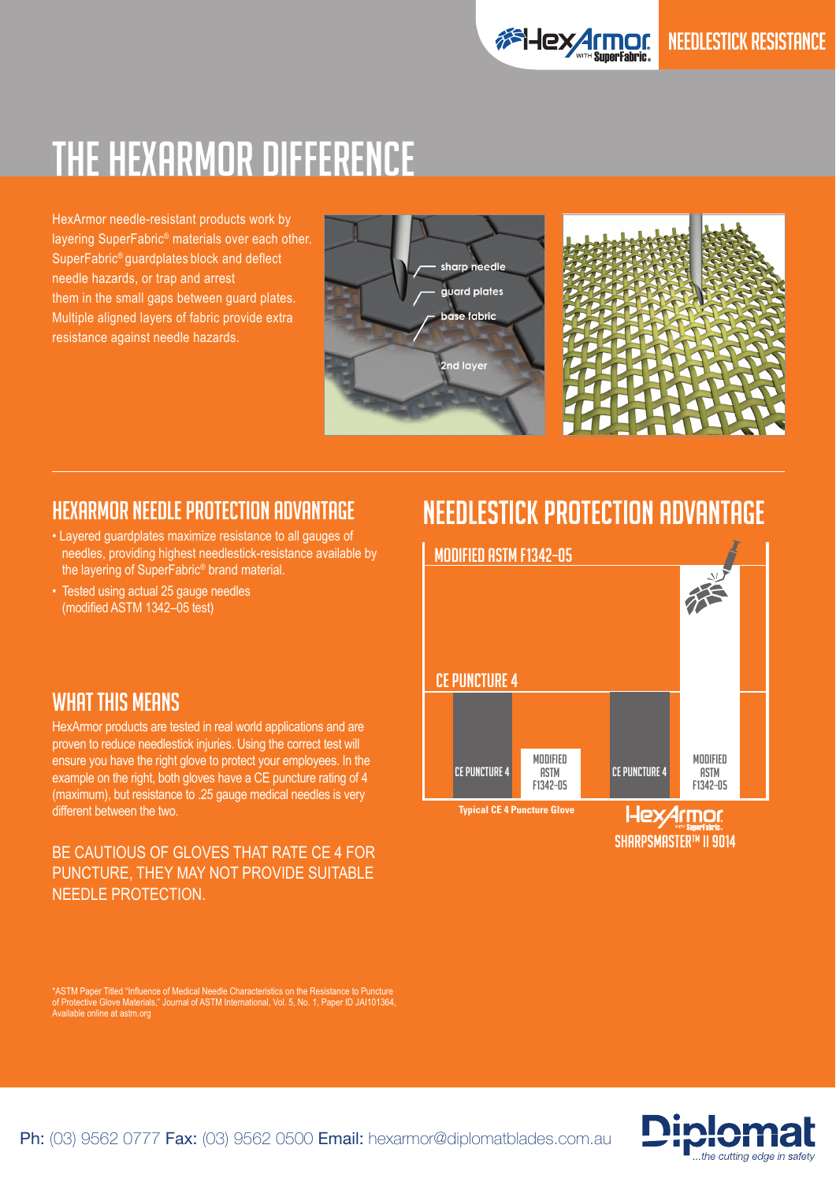# THE HEXARMOR DIFFERENCE

HexArmor needle-resistant products work by layering SuperFabric® materials over each other. SuperFabric® guardplates block and deflect needle hazards, or trap and arrest them in the small gaps between guard plates. Multiple aligned layers of fabric provide extra resistance against needle hazards.

sharp needle

guard plates

base fabric

2nd layer

## HEXARMOR NEEDLE PROTECTION ADVANTAGE

- Layered guardplates maximize resistance to all gauges of needles, providing highest needlestick-resistance available by the layering of SuperFabric® brand material.
- Tested using actual 25 gauge needles (modified ASTM 1342–05 test)

## WHAT THIS MEANS

HexArmor products are tested in real world applications and are proven to reduce needlestick injuries. Using the correct test will ensure you have the right glove to protect your employees. In the example on the right, both gloves have a CE puncture rating of 4 (maximum), but resistance to .25 gauge medical needles is very different between the two.

BE CAUTIOUS OF GLOVES THAT RATE CE 4 FOR PUNCTURE, THEY MAY NOT PROVIDE SUITABLE NEEDLE PROTECTION.

## NEEDLESTICK PROTECTION ADVANTAGE

MODIFIED ASTM F1342-05

CE PUNCTURE 4

CE PUNCTURE 4

MODIFIED ASTM F1342-05

CE PUNCTURE 4

MODIFIED ASTM F1342-05

Typical CE 4 Puncture Glove

HexArmor with SuperFabric. SHARPSMASTER™ II 9014

*ASTM Paper Titled "Influence of Medical Needle Characteristics on the Resistance to Puncture of Protective Glove Materials," Journal of ASTM International, Vol. 5, No. 1, Paper ID JAI101364, Available online at astm.org

Ph: (03) 9562 0777 Fax: (03) 9562 0500 Email: hexarmor@diplomatblades.com.au

Diplomat ...the cutting edge in safety